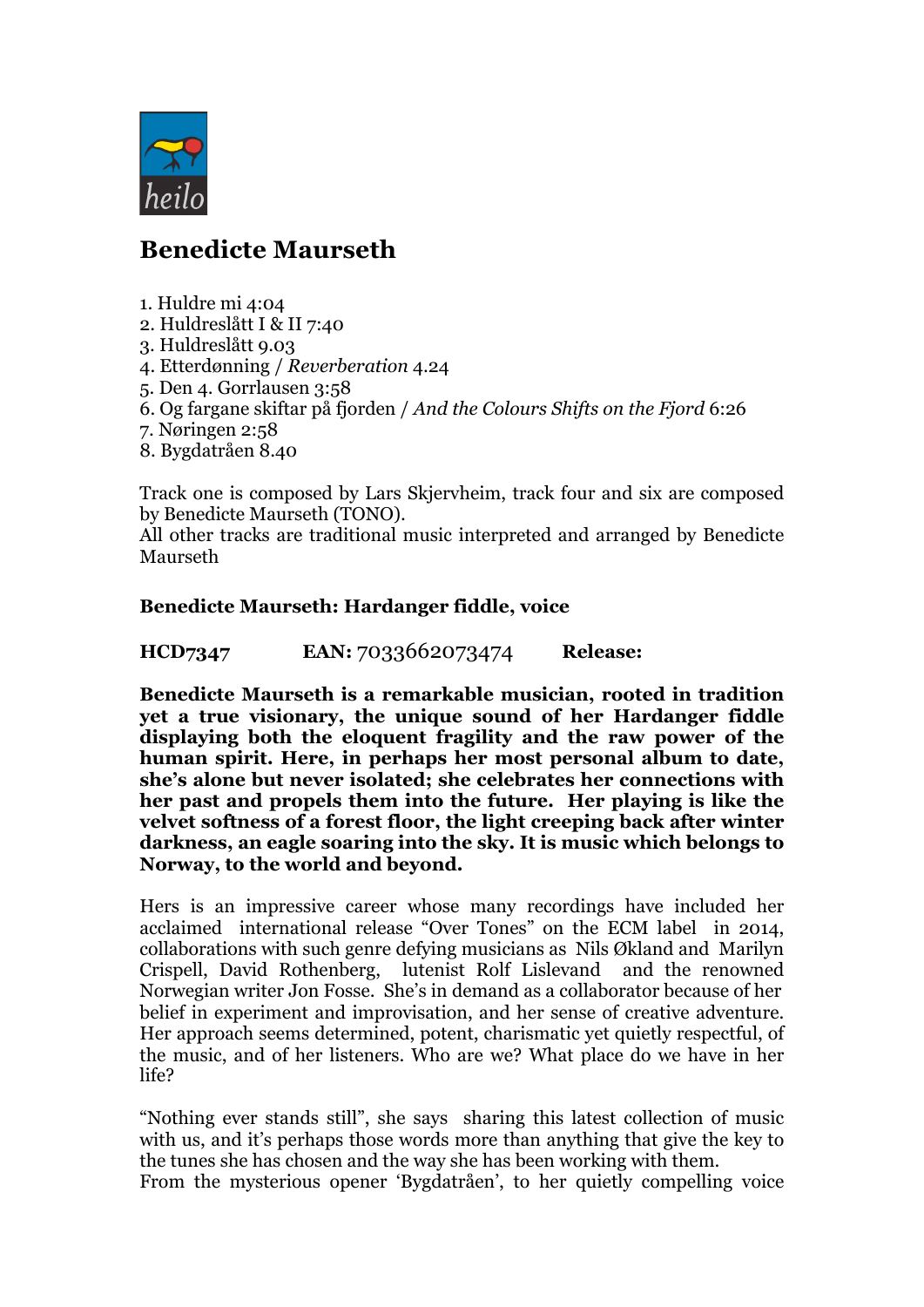heilo

# Benedicte Maurseth

1. Huldre mi 4:04
2. Huldreslått I & II 7:40
3. Huldreslått 9.03
4. Etterdønning / *Reverberation* 4.24
5. Den 4. Gorrlausen 3:58
6. Og fargane skiftar på fjorden / *And the Colours Shifts on the Fjord* 6:26
7. Nøringen 2:58
8. Bygdatråen 8.40

Track one is composed by Lars Skjervheim, track four and six are composed by Benedicte Maurseth (TONO).
All other tracks are traditional music interpreted and arranged by Benedicte Maurseth

**Benedicte Maurseth: Hardanger fiddle, voice**

**HCD7347** **EAN:** 7033662073474 **Release:**

**Benedicte Maurseth is a remarkable musician, rooted in tradition yet a true visionary, the unique sound of her Hardanger fiddle displaying both the eloquent fragility and the raw power of the human spirit. Here, in perhaps her most personal album to date, she's alone but never isolated; she celebrates her connections with her past and propels them into the future. Her playing is like the velvet softness of a forest floor, the light creeping back after winter darkness, an eagle soaring into the sky. It is music which belongs to Norway, to the world and beyond.**

Hers is an impressive career whose many recordings have included her acclaimed international release "Over Tones" on the ECM label in 2014, collaborations with such genre defying musicians as Nils Økland and Marilyn Crispell, David Rothenberg, lutenist Rolf Lislevand and the renowned Norwegian writer Jon Fosse. She's in demand as a collaborator because of her belief in experiment and improvisation, and her sense of creative adventure. Her approach seems determined, potent, charismatic yet quietly respectful, of the music, and of her listeners. Who are we? What place do we have in her life?

"Nothing ever stands still", she says sharing this latest collection of music with us, and it's perhaps those words more than anything that give the key to the tunes she has chosen and the way she has been working with them.
From the mysterious opener 'Bygdatråen', to her quietly compelling voice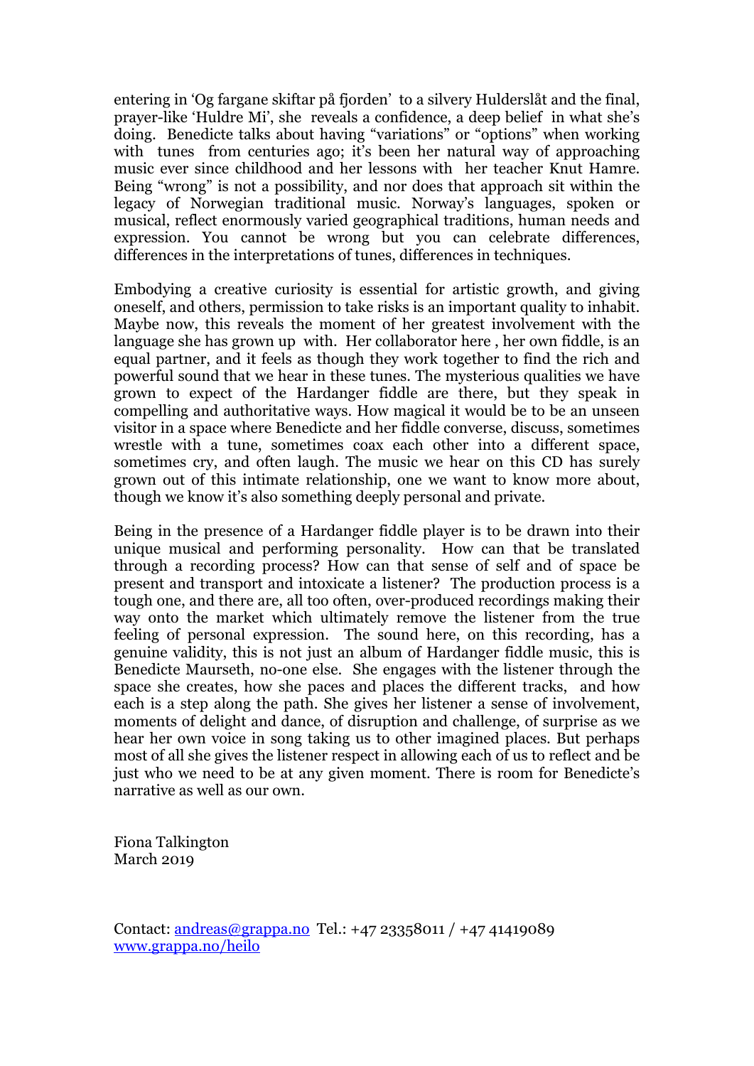entering in 'Og fargane skiftar på fjorden' to a silvery Hulderslåt and the final, prayer-like 'Huldre Mi', she reveals a confidence, a deep belief in what she's doing. Benedicte talks about having "variations" or "options" when working with tunes from centuries ago; it's been her natural way of approaching music ever since childhood and her lessons with her teacher Knut Hamre. Being "wrong" is not a possibility, and nor does that approach sit within the legacy of Norwegian traditional music. Norway's languages, spoken or musical, reflect enormously varied geographical traditions, human needs and expression. You cannot be wrong but you can celebrate differences, differences in the interpretations of tunes, differences in techniques.

Embodying a creative curiosity is essential for artistic growth, and giving oneself, and others, permission to take risks is an important quality to inhabit. Maybe now, this reveals the moment of her greatest involvement with the language she has grown up with. Her collaborator here , her own fiddle, is an equal partner, and it feels as though they work together to find the rich and powerful sound that we hear in these tunes. The mysterious qualities we have grown to expect of the Hardanger fiddle are there, but they speak in compelling and authoritative ways. How magical it would be to be an unseen visitor in a space where Benedicte and her fiddle converse, discuss, sometimes wrestle with a tune, sometimes coax each other into a different space, sometimes cry, and often laugh. The music we hear on this CD has surely grown out of this intimate relationship, one we want to know more about, though we know it's also something deeply personal and private.

Being in the presence of a Hardanger fiddle player is to be drawn into their unique musical and performing personality. How can that be translated through a recording process? How can that sense of self and of space be present and transport and intoxicate a listener? The production process is a tough one, and there are, all too often, over-produced recordings making their way onto the market which ultimately remove the listener from the true feeling of personal expression. The sound here, on this recording, has a genuine validity, this is not just an album of Hardanger fiddle music, this is Benedicte Maurseth, no-one else. She engages with the listener through the space she creates, how she paces and places the different tracks, and how each is a step along the path. She gives her listener a sense of involvement, moments of delight and dance, of disruption and challenge, of surprise as we hear her own voice in song taking us to other imagined places. But perhaps most of all she gives the listener respect in allowing each of us to reflect and be just who we need to be at any given moment. There is room for Benedicte's narrative as well as our own.

Fiona Talkington
March 2019

Contact: [andreas@grappa.no](mailto:andreas@grappa.no) Tel.: +47 23358011 / +47 41419089
[www.grappa.no/heilo](http://www.grappa.no/heilo)